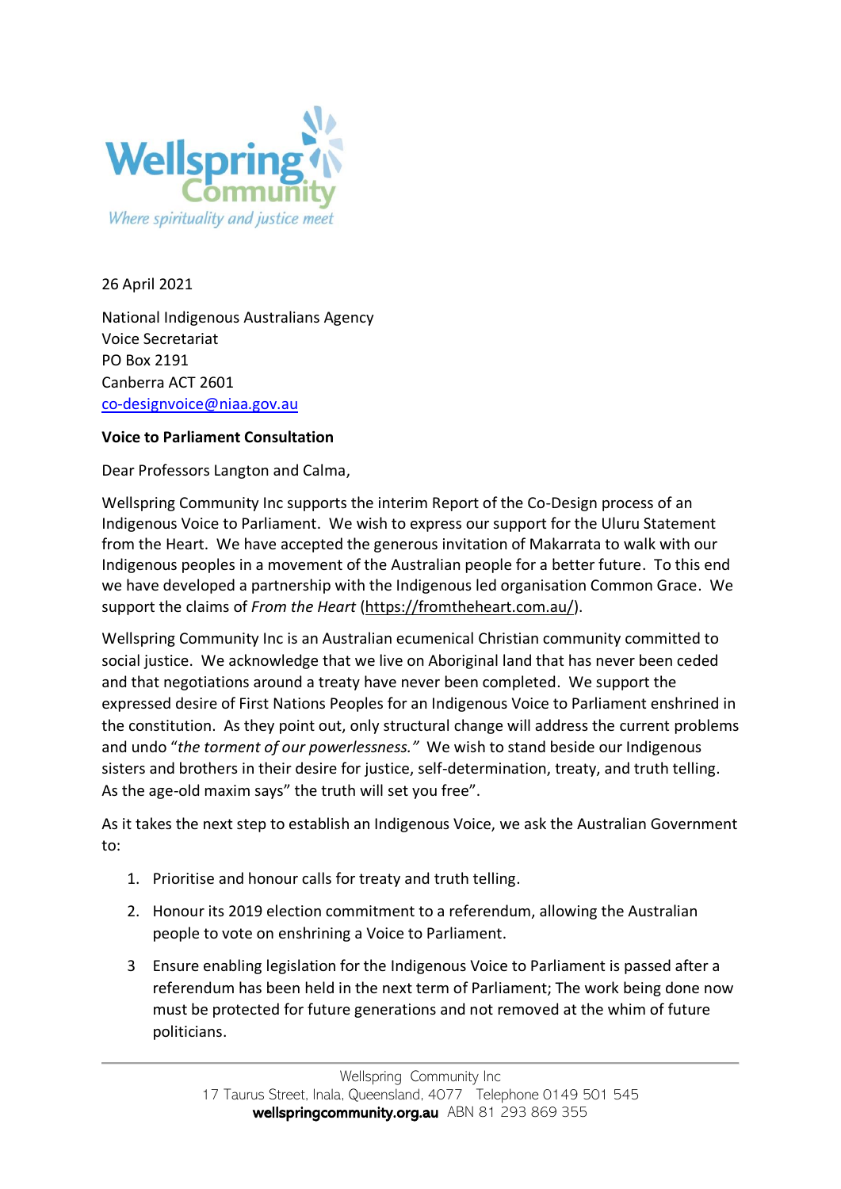Wellspring Community

*Where spirituality and justice meet*

26 April 2021

National Indigenous Australians Agency
Voice Secretariat
PO Box 2191
Canberra ACT 2601
co-designvoice@niaa.gov.au

**Voice to Parliament Consultation**

Dear Professors Langton and Calma,

Wellspring Community Inc supports the interim Report of the Co-Design process of an Indigenous Voice to Parliament. We wish to express our support for the Uluru Statement from the Heart. We have accepted the generous invitation of Makarrata to walk with our Indigenous peoples in a movement of the Australian people for a better future. To this end we have developed a partnership with the Indigenous led organisation Common Grace. We support the claims of *From the Heart* (https://fromtheheart.com.au/).

Wellspring Community Inc is an Australian ecumenical Christian community committed to social justice. We acknowledge that we live on Aboriginal land that has never been ceded and that negotiations around a treaty have never been completed. We support the expressed desire of First Nations Peoples for an Indigenous Voice to Parliament enshrined in the constitution. As they point out, only structural change will address the current problems and undo "*the torment of our powerlessness."* We wish to stand beside our Indigenous sisters and brothers in their desire for justice, self-determination, treaty, and truth telling. As the age-old maxim says" the truth will set you free".

As it takes the next step to establish an Indigenous Voice, we ask the Australian Government to:

1. Prioritise and honour calls for treaty and truth telling.
2. Honour its 2019 election commitment to a referendum, allowing the Australian people to vote on enshrining a Voice to Parliament.
3. Ensure enabling legislation for the Indigenous Voice to Parliament is passed after a referendum has been held in the next term of Parliament; The work being done now must be protected for future generations and not removed at the whim of future politicians.

Wellspring Community Inc
17 Taurus Street, Inala, Queensland, 4077 Telephone 0149 501 545
**wellspringcommunity.org.au** ABN 81 293 869 355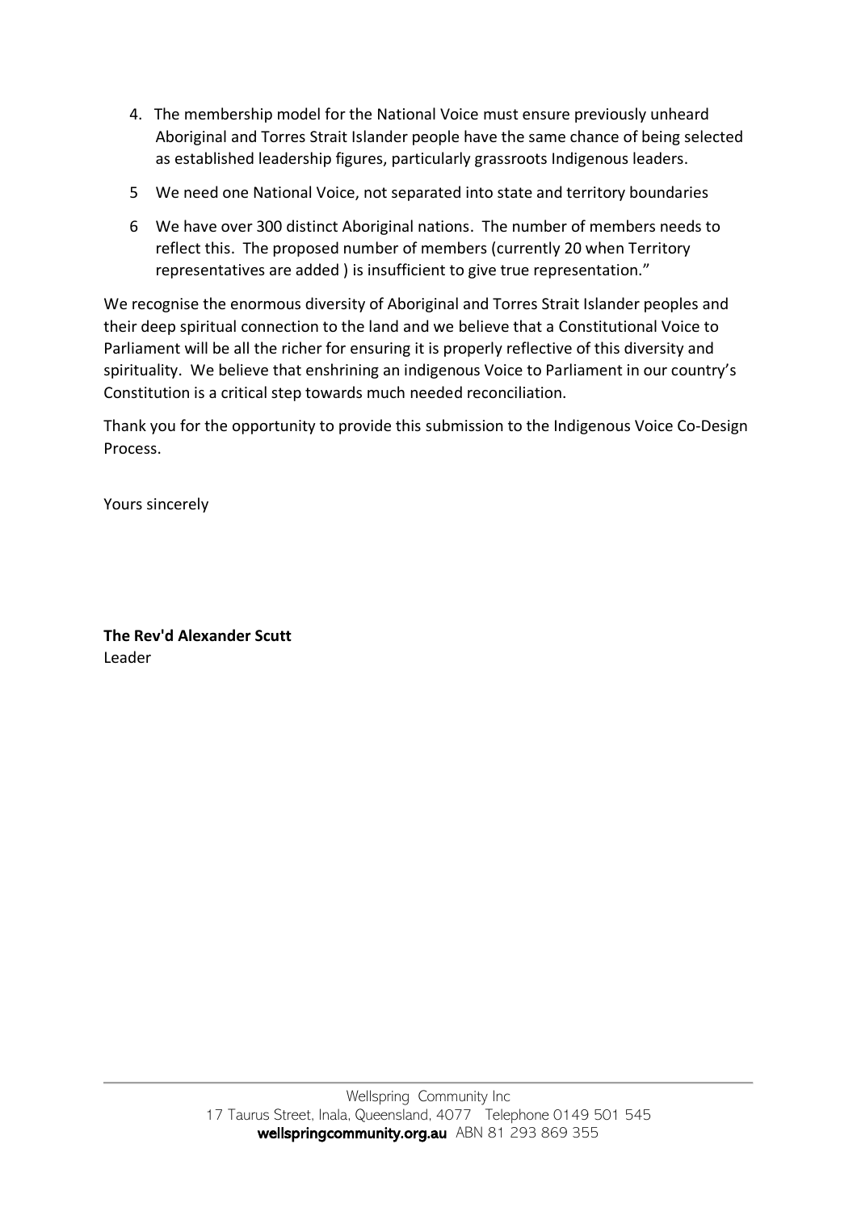4. The membership model for the National Voice must ensure previously unheard Aboriginal and Torres Strait Islander people have the same chance of being selected as established leadership figures, particularly grassroots Indigenous leaders.

5 We need one National Voice, not separated into state and territory boundaries

6 We have over 300 distinct Aboriginal nations. The number of members needs to reflect this. The proposed number of members (currently 20 when Territory representatives are added ) is insufficient to give true representation."

We recognise the enormous diversity of Aboriginal and Torres Strait Islander peoples and their deep spiritual connection to the land and we believe that a Constitutional Voice to Parliament will be all the richer for ensuring it is properly reflective of this diversity and spirituality. We believe that enshrining an indigenous Voice to Parliament in our country's Constitution is a critical step towards much needed reconciliation.

Thank you for the opportunity to provide this submission to the Indigenous Voice Co-Design Process.

Yours sincerely

**The Rev'd Alexander Scutt**
Leader

Wellspring Community Inc
17 Taurus Street, Inala, Queensland, 4077 Telephone 0149 501 545
**wellspringcommunity.org.au** ABN 81 293 869 355